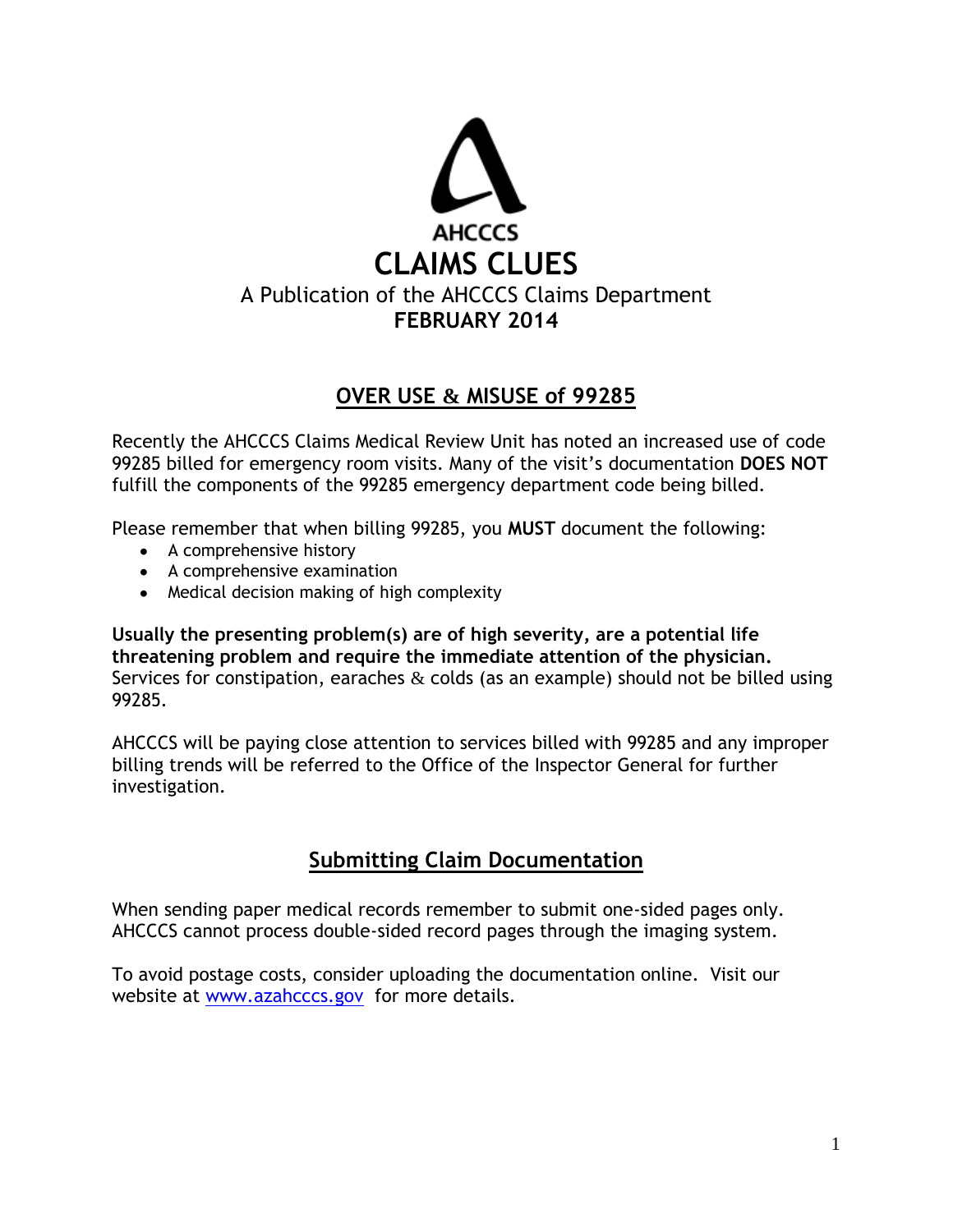AHCCCS

# CLAIMS CLUES

A Publication of the AHCCCS Claims Department

**FEBRUARY 2014**

## OVER USE & MISUSE of 99285

Recently the AHCCCS Claims Medical Review Unit has noted an increased use of code 99285 billed for emergency room visits. Many of the visit's documentation **DOES NOT** fulfill the components of the 99285 emergency department code being billed.

Please remember that when billing 99285, you **MUST** document the following:

- A comprehensive history
- A comprehensive examination
- Medical decision making of high complexity

**Usually the presenting problem(s) are of high severity, are a potential life threatening problem and require the immediate attention of the physician.** Services for constipation, earaches & colds (as an example) should not be billed using 99285.

AHCCCS will be paying close attention to services billed with 99285 and any improper billing trends will be referred to the Office of the Inspector General for further investigation.

## Submitting Claim Documentation

When sending paper medical records remember to submit one-sided pages only. AHCCCS cannot process double-sided record pages through the imaging system.

To avoid postage costs, consider uploading the documentation online. Visit our website at www.azahcccs.gov for more details.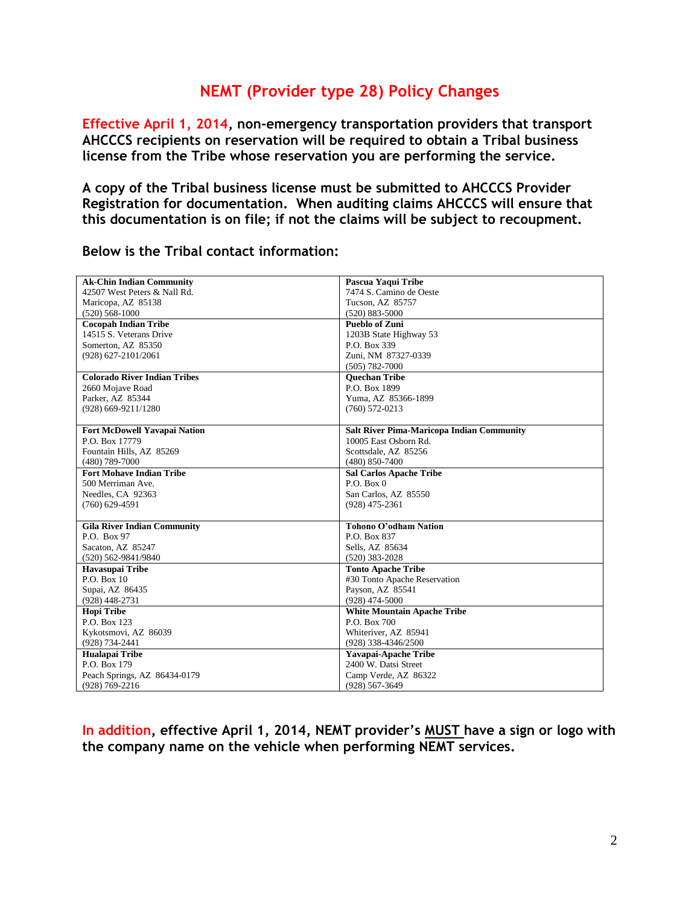# NEMT (Provider type 28) Policy Changes

**Effective April 1, 2014, non-emergency transportation providers that transport AHCCCS recipients on reservation will be required to obtain a Tribal business license from the Tribe whose reservation you are performing the service.**

**A copy of the Tribal business license must be submitted to AHCCCS Provider Registration for documentation. When auditing claims AHCCCS will ensure that this documentation is on file; if not the claims will be subject to recoupment.**

**Below is the Tribal contact information:**

| | |
|---|---|
| **Ak-Chin Indian Community**<br>42507 West Peters & Nall Rd.<br>Maricopa, AZ 85138<br>(520) 568-1000 | **Pascua Yaqui Tribe**<br>7474 S. Camino de Oeste<br>Tucson, AZ 85757<br>(520) 883-5000 |
| **Cocopah Indian Tribe**<br>14515 S. Veterans Drive<br>Somerton, AZ 85350<br>(928) 627-2101/2061 | **Pueblo of Zuni**<br>1203B State Highway 53<br>P.O. Box 339<br>Zuni, NM 87327-0339<br>(505) 782-7000 |
| **Colorado River Indian Tribes**<br>2660 Mojave Road<br>Parker, AZ 85344<br>(928) 669-9211/1280 | **Quechan Tribe**<br>P.O. Box 1899<br>Yuma, AZ 85366-1899<br>(760) 572-0213 |
| **Fort McDowell Yavapai Nation**<br>P.O. Box 17779<br>Fountain Hills, AZ 85269<br>(480) 789-7000 | **Salt River Pima-Maricopa Indian Community**<br>10005 East Osborn Rd.<br>Scottsdale, AZ 85256<br>(480) 850-7400 |
| **Fort Mohave Indian Tribe**<br>500 Merriman Ave.<br>Needles, CA 92363<br>(760) 629-4591 | **Sal Carlos Apache Tribe**<br>P.O. Box 0<br>San Carlos, AZ 85550<br>(928) 475-2361 |
| **Gila River Indian Community**<br>P.O. Box 97<br>Sacaton, AZ 85247<br>(520) 562-9841/9840 | **Tohono O'odham Nation**<br>P.O. Box 837<br>Sells, AZ 85634<br>(520) 383-2028 |
| **Havasupai Tribe**<br>P.O. Box 10<br>Supai, AZ 86435<br>(928) 448-2731 | **Tonto Apache Tribe**<br>#30 Tonto Apache Reservation<br>Payson, AZ 85541<br>(928) 474-5000 |
| **Hopi Tribe**<br>P.O. Box 123<br>Kykotsmovi, AZ 86039<br>(928) 734-2441 | **White Mountain Apache Tribe**<br>P.O. Box 700<br>Whiteriver, AZ 85941<br>(928) 338-4346/2500 |
| **Hualapai Tribe**<br>P.O. Box 179<br>Peach Springs, AZ 86434-0179<br>(928) 769-2216 | **Yavapai-Apache Tribe**<br>2400 W. Datsi Street<br>Camp Verde, AZ 86322<br>(928) 567-3649 |

**In addition, effective April 1, 2014, NEMT provider's MUST have a sign or logo with the company name on the vehicle when performing NEMT services.**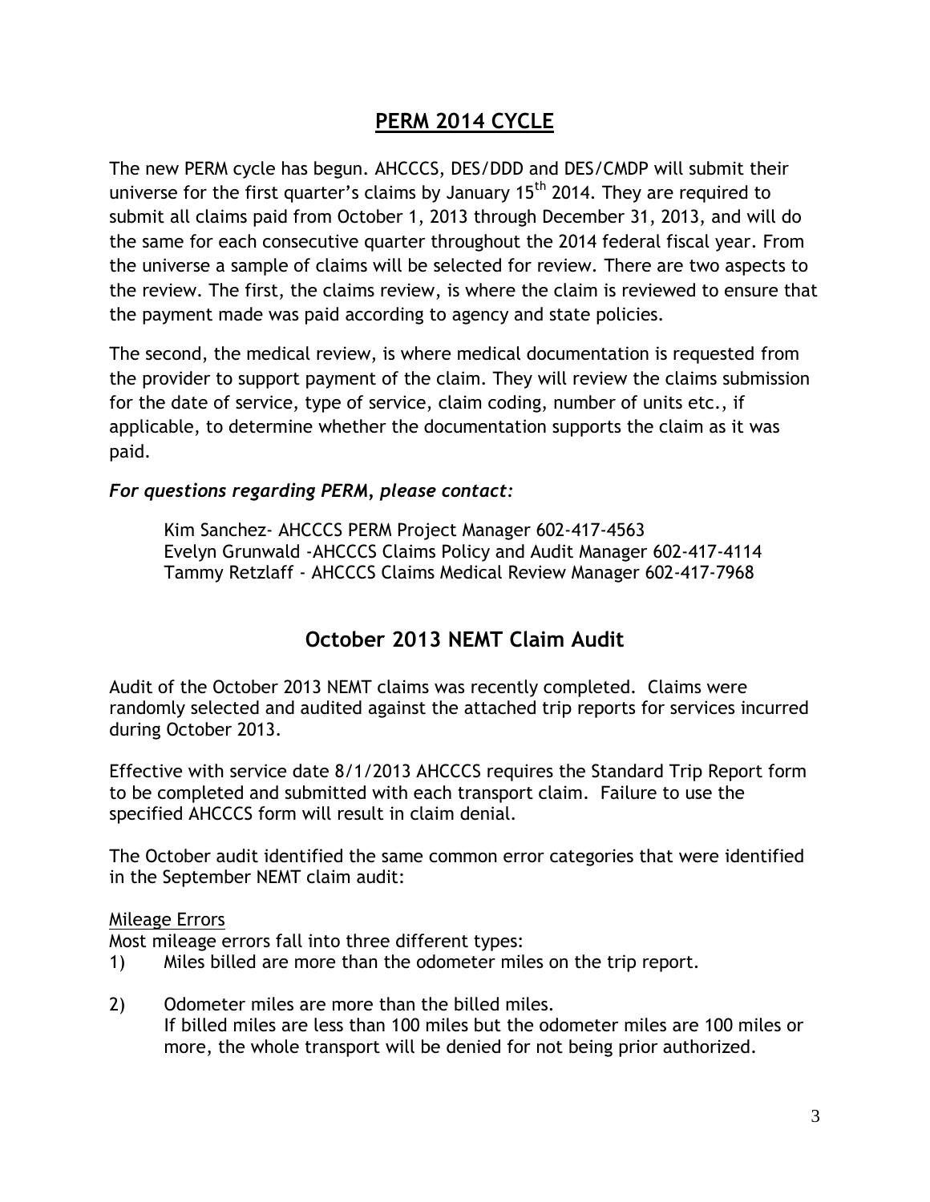## PERM 2014 CYCLE

The new PERM cycle has begun. AHCCCS, DES/DDD and DES/CMDP will submit their universe for the first quarter's claims by January 15th 2014. They are required to submit all claims paid from October 1, 2013 through December 31, 2013, and will do the same for each consecutive quarter throughout the 2014 federal fiscal year. From the universe a sample of claims will be selected for review. There are two aspects to the review. The first, the claims review, is where the claim is reviewed to ensure that the payment made was paid according to agency and state policies.

The second, the medical review, is where medical documentation is requested from the provider to support payment of the claim. They will review the claims submission for the date of service, type of service, claim coding, number of units etc., if applicable, to determine whether the documentation supports the claim as it was paid.

***For questions regarding PERM, please contact:***

Kim Sanchez- AHCCCS PERM Project Manager 602-417-4563
Evelyn Grunwald -AHCCCS Claims Policy and Audit Manager 602-417-4114
Tammy Retzlaff - AHCCCS Claims Medical Review Manager 602-417-7968

## October 2013 NEMT Claim Audit

Audit of the October 2013 NEMT claims was recently completed. Claims were randomly selected and audited against the attached trip reports for services incurred during October 2013.

Effective with service date 8/1/2013 AHCCCS requires the Standard Trip Report form to be completed and submitted with each transport claim. Failure to use the specified AHCCCS form will result in claim denial.

The October audit identified the same common error categories that were identified in the September NEMT claim audit:

<u>Mileage Errors</u>

Most mileage errors fall into three different types:

1) Miles billed are more than the odometer miles on the trip report.

2) Odometer miles are more than the billed miles.
   If billed miles are less than 100 miles but the odometer miles are 100 miles or more, the whole transport will be denied for not being prior authorized.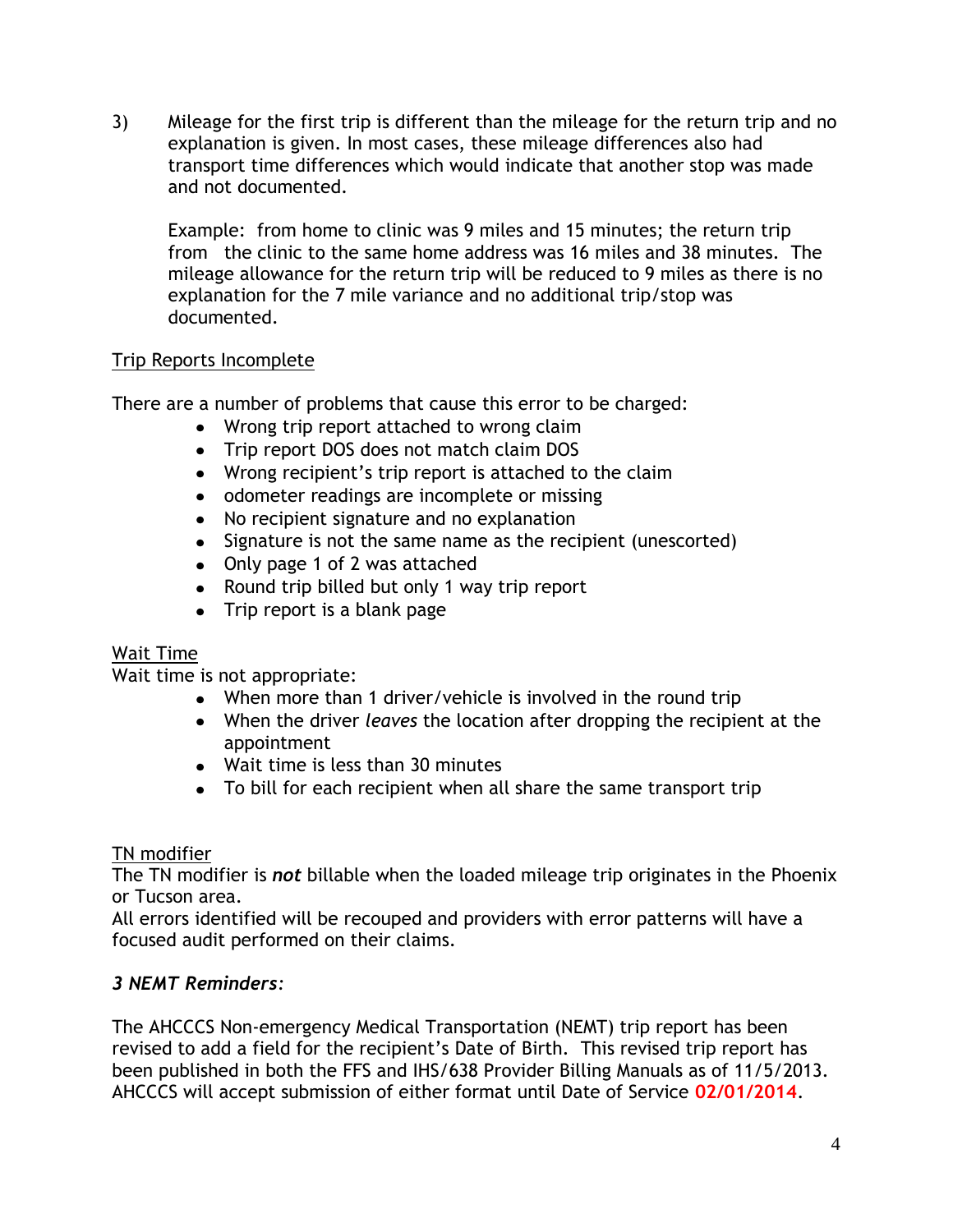3) Mileage for the first trip is different than the mileage for the return trip and no explanation is given. In most cases, these mileage differences also had transport time differences which would indicate that another stop was made and not documented.

   Example: from home to clinic was 9 miles and 15 minutes; the return trip from the clinic to the same home address was 16 miles and 38 minutes. The mileage allowance for the return trip will be reduced to 9 miles as there is no explanation for the 7 mile variance and no additional trip/stop was documented.

<u>Trip Reports Incomplete</u>

There are a number of problems that cause this error to be charged:

- Wrong trip report attached to wrong claim
- Trip report DOS does not match claim DOS
- Wrong recipient's trip report is attached to the claim
- odometer readings are incomplete or missing
- No recipient signature and no explanation
- Signature is not the same name as the recipient (unescorted)
- Only page 1 of 2 was attached
- Round trip billed but only 1 way trip report
- Trip report is a blank page

<u>Wait Time</u>

Wait time is not appropriate:

- When more than 1 driver/vehicle is involved in the round trip
- When the driver *leaves* the location after dropping the recipient at the appointment
- Wait time is less than 30 minutes
- To bill for each recipient when all share the same transport trip

<u>TN modifier</u>

The TN modifier is ***not*** billable when the loaded mileage trip originates in the Phoenix or Tucson area.

All errors identified will be recouped and providers with error patterns will have a focused audit performed on their claims.

### *3 NEMT Reminders:*

The AHCCCS Non-emergency Medical Transportation (NEMT) trip report has been revised to add a field for the recipient's Date of Birth. This revised trip report has been published in both the FFS and IHS/638 Provider Billing Manuals as of 11/5/2013. AHCCCS will accept submission of either format until Date of Service **02/01/2014**.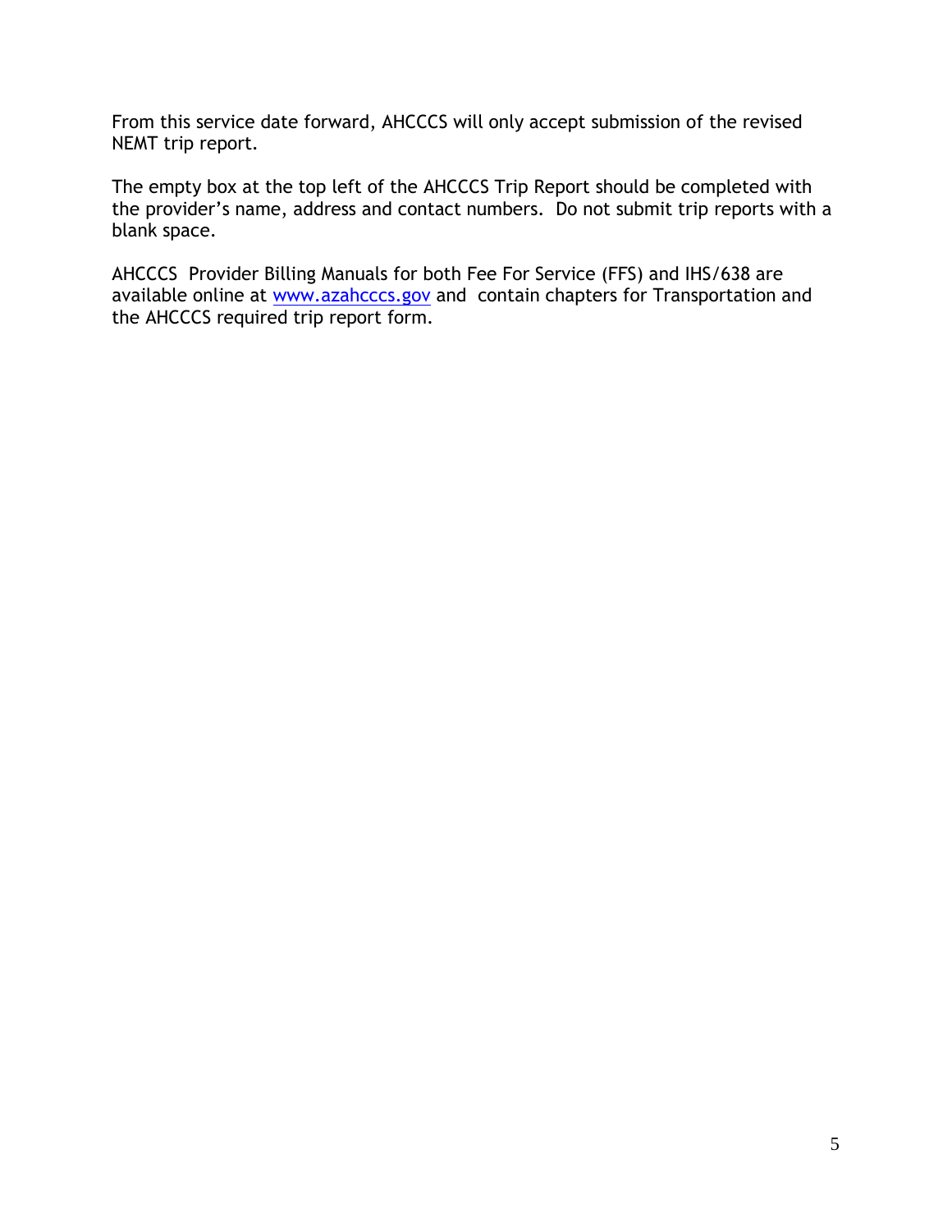From this service date forward, AHCCCS will only accept submission of the revised NEMT trip report.

The empty box at the top left of the AHCCCS Trip Report should be completed with the provider's name, address and contact numbers. Do not submit trip reports with a blank space.

AHCCCS Provider Billing Manuals for both Fee For Service (FFS) and IHS/638 are available online at [www.azahcccs.gov](http://www.azahcccs.gov) and contain chapters for Transportation and the AHCCCS required trip report form.